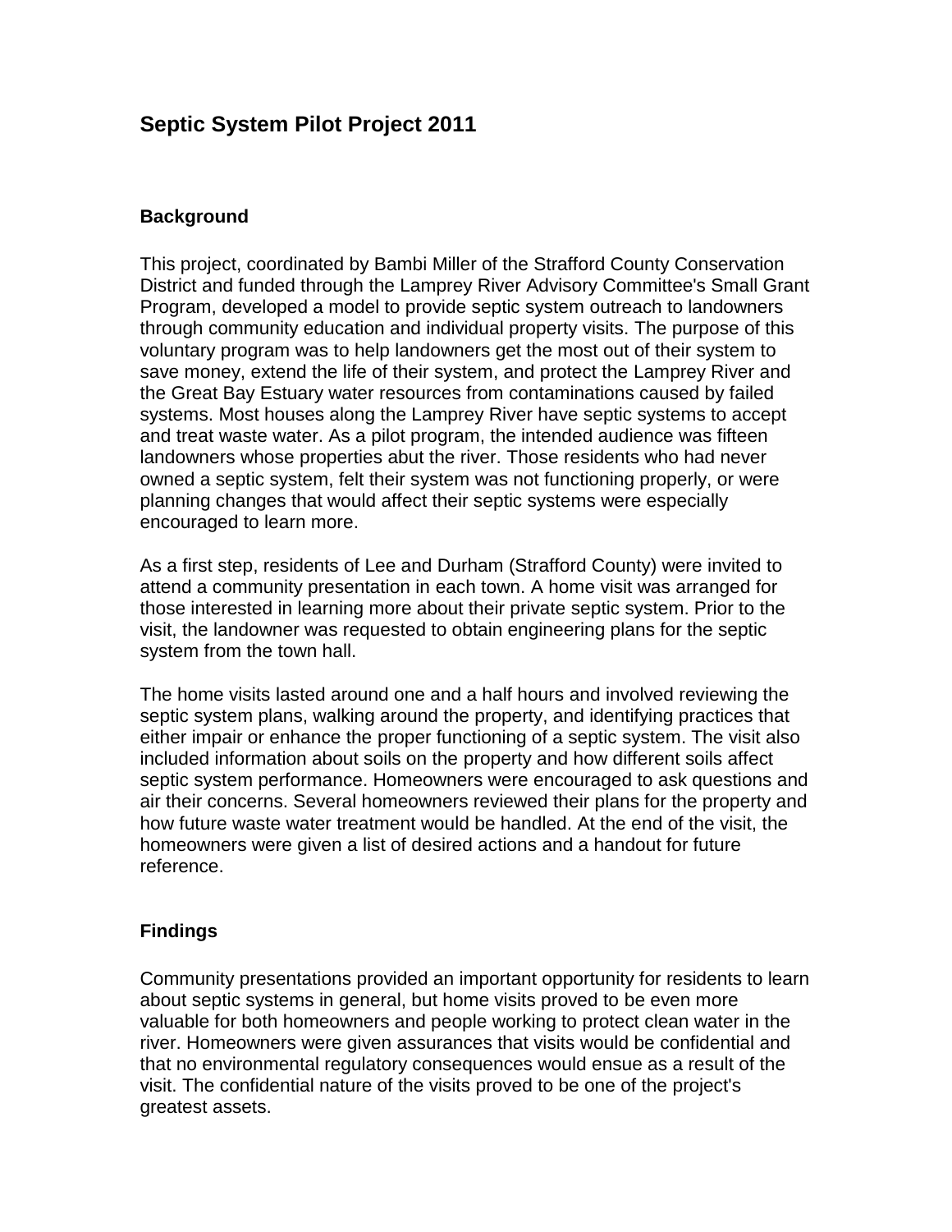# Septic System Pilot Project 2011

## Background

This project, coordinated by Bambi Miller of the Strafford County Conservation District and funded through the Lamprey River Advisory Committee's Small Grant Program, developed a model to provide septic system outreach to landowners through community education and individual property visits. The purpose of this voluntary program was to help landowners get the most out of their system to save money, extend the life of their system, and protect the Lamprey River and the Great Bay Estuary water resources from contaminations caused by failed systems. Most houses along the Lamprey River have septic systems to accept and treat waste water. As a pilot program, the intended audience was fifteen landowners whose properties abut the river. Those residents who had never owned a septic system, felt their system was not functioning properly, or were planning changes that would affect their septic systems were especially encouraged to learn more.

As a first step, residents of Lee and Durham (Strafford County) were invited to attend a community presentation in each town. A home visit was arranged for those interested in learning more about their private septic system. Prior to the visit, the landowner was requested to obtain engineering plans for the septic system from the town hall.

The home visits lasted around one and a half hours and involved reviewing the septic system plans, walking around the property, and identifying practices that either impair or enhance the proper functioning of a septic system. The visit also included information about soils on the property and how different soils affect septic system performance. Homeowners were encouraged to ask questions and air their concerns. Several homeowners reviewed their plans for the property and how future waste water treatment would be handled. At the end of the visit, the homeowners were given a list of desired actions and a handout for future reference.

## Findings

Community presentations provided an important opportunity for residents to learn about septic systems in general, but home visits proved to be even more valuable for both homeowners and people working to protect clean water in the river. Homeowners were given assurances that visits would be confidential and that no environmental regulatory consequences would ensue as a result of the visit. The confidential nature of the visits proved to be one of the project's greatest assets.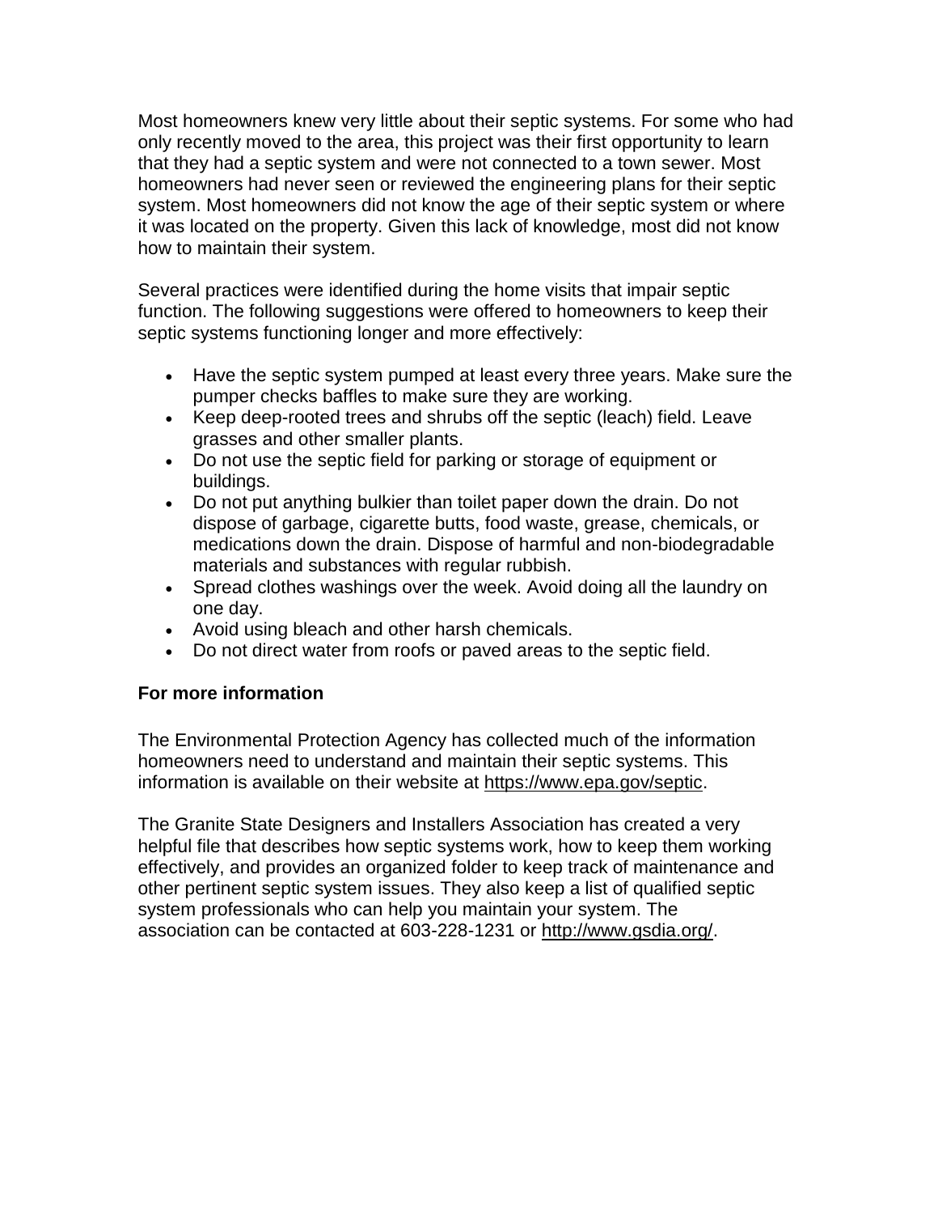Most homeowners knew very little about their septic systems. For some who had only recently moved to the area, this project was their first opportunity to learn that they had a septic system and were not connected to a town sewer. Most homeowners had never seen or reviewed the engineering plans for their septic system. Most homeowners did not know the age of their septic system or where it was located on the property. Given this lack of knowledge, most did not know how to maintain their system.

Several practices were identified during the home visits that impair septic function. The following suggestions were offered to homeowners to keep their septic systems functioning longer and more effectively:

- Have the septic system pumped at least every three years. Make sure the pumper checks baffles to make sure they are working.
- Keep deep-rooted trees and shrubs off the septic (leach) field. Leave grasses and other smaller plants.
- Do not use the septic field for parking or storage of equipment or buildings.
- Do not put anything bulkier than toilet paper down the drain. Do not dispose of garbage, cigarette butts, food waste, grease, chemicals, or medications down the drain. Dispose of harmful and non-biodegradable materials and substances with regular rubbish.
- Spread clothes washings over the week. Avoid doing all the laundry on one day.
- Avoid using bleach and other harsh chemicals.
- Do not direct water from roofs or paved areas to the septic field.

**For more information**

The Environmental Protection Agency has collected much of the information homeowners need to understand and maintain their septic systems. This information is available on their website at https://www.epa.gov/septic.

The Granite State Designers and Installers Association has created a very helpful file that describes how septic systems work, how to keep them working effectively, and provides an organized folder to keep track of maintenance and other pertinent septic system issues. They also keep a list of qualified septic system professionals who can help you maintain your system. The association can be contacted at 603-228-1231 or http://www.gsdia.org/.